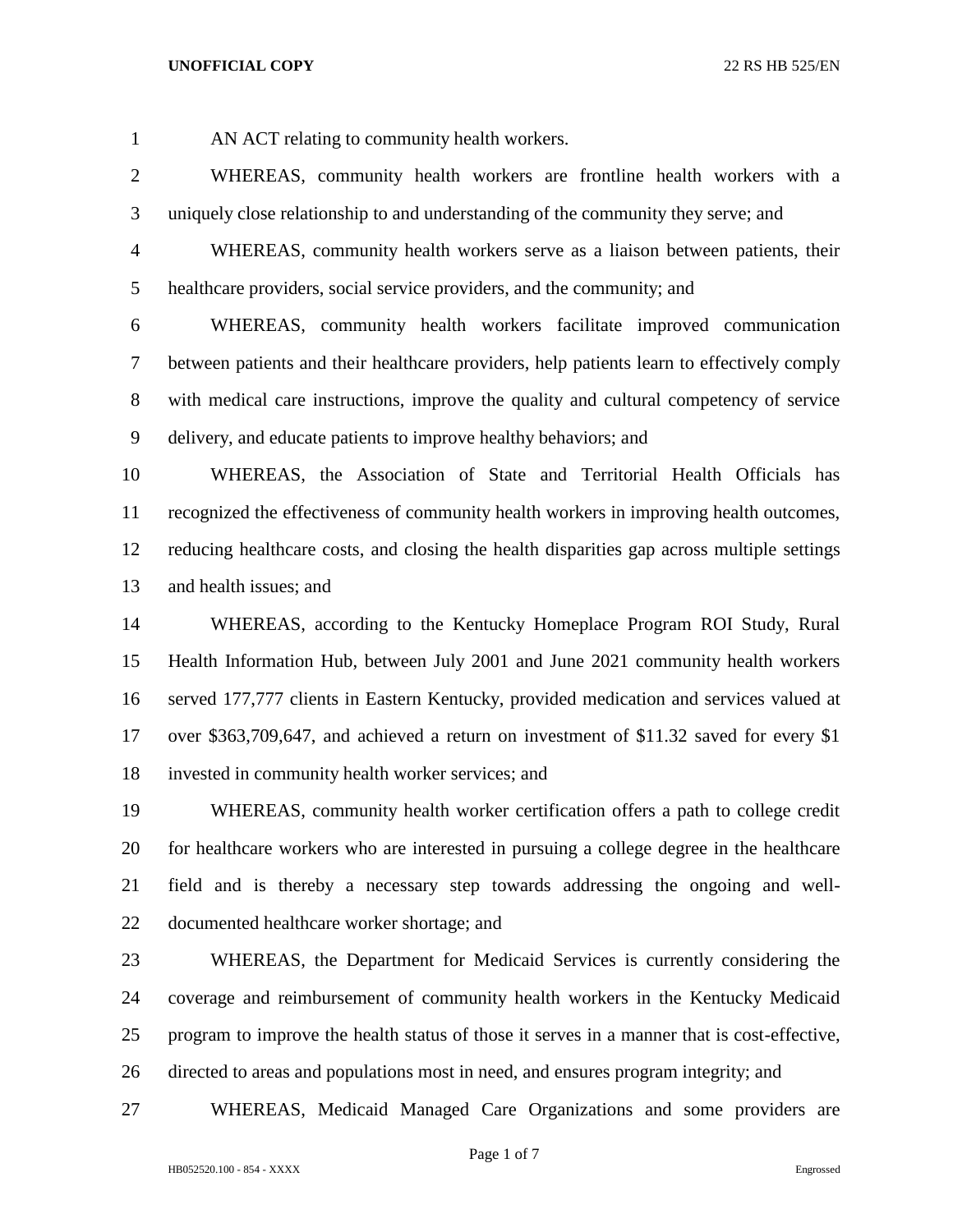AN ACT relating to community health workers.

WHEREAS, community health workers are frontline health workers with a uniquely close relationship to and understanding of the community they serve; and

WHEREAS, community health workers serve as a liaison between patients, their healthcare providers, social service providers, and the community; and

WHEREAS, community health workers facilitate improved communication between patients and their healthcare providers, help patients learn to effectively comply with medical care instructions, improve the quality and cultural competency of service delivery, and educate patients to improve healthy behaviors; and

WHEREAS, the Association of State and Territorial Health Officials has recognized the effectiveness of community health workers in improving health outcomes, reducing healthcare costs, and closing the health disparities gap across multiple settings and health issues; and

WHEREAS, according to the Kentucky Homeplace Program ROI Study, Rural Health Information Hub, between July 2001 and June 2021 community health workers served 177,777 clients in Eastern Kentucky, provided medication and services valued at over $363,709,647, and achieved a return on investment of $11.32 saved for every $1 invested in community health worker services; and

WHEREAS, community health worker certification offers a path to college credit for healthcare workers who are interested in pursuing a college degree in the healthcare field and is thereby a necessary step towards addressing the ongoing and well-documented healthcare worker shortage; and

WHEREAS, the Department for Medicaid Services is currently considering the coverage and reimbursement of community health workers in the Kentucky Medicaid program to improve the health status of those it serves in a manner that is cost-effective, directed to areas and populations most in need, and ensures program integrity; and

WHEREAS, Medicaid Managed Care Organizations and some providers are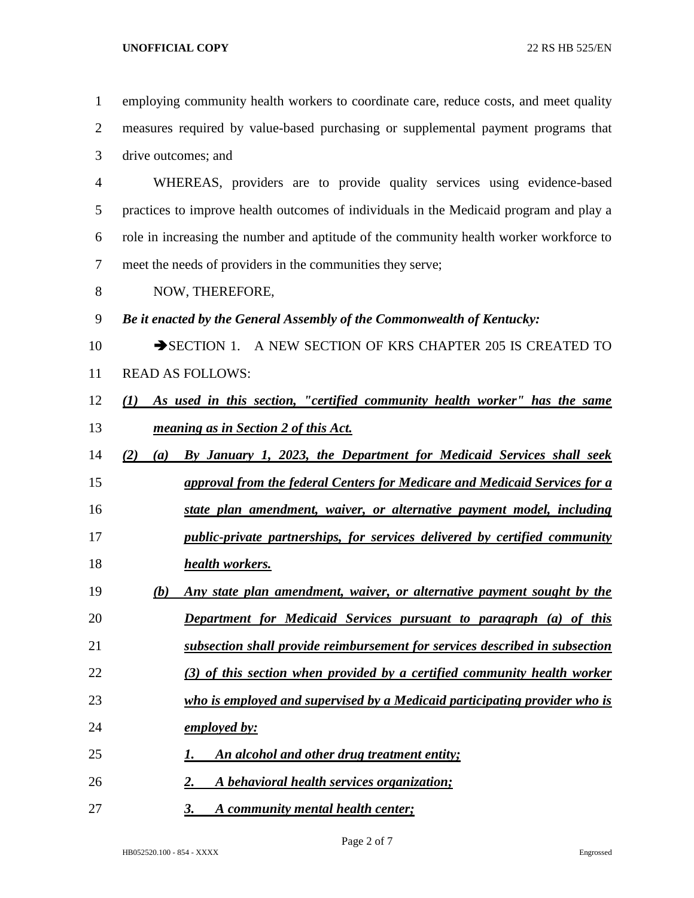employing community health workers to coordinate care, reduce costs, and meet quality measures required by value-based purchasing or supplemental payment programs that drive outcomes; and

WHEREAS, providers are to provide quality services using evidence-based practices to improve health outcomes of individuals in the Medicaid program and play a role in increasing the number and aptitude of the community health worker workforce to meet the needs of providers in the communities they serve;

NOW, THEREFORE,

***Be it enacted by the General Assembly of the Commonwealth of Kentucky:***

➔SECTION 1. A NEW SECTION OF KRS CHAPTER 205 IS CREATED TO READ AS FOLLOWS:

***(1) As used in this section, "certified community health worker" has the same meaning as in Section 2 of this Act.***

***(2) (a) By January 1, 2023, the Department for Medicaid Services shall seek approval from the federal Centers for Medicare and Medicaid Services for a state plan amendment, waiver, or alternative payment model, including public-private partnerships, for services delivered by certified community health workers.***

***(b) Any state plan amendment, waiver, or alternative payment sought by the Department for Medicaid Services pursuant to paragraph (a) of this subsection shall provide reimbursement for services described in subsection (3) of this section when provided by a certified community health worker who is employed and supervised by a Medicaid participating provider who is employed by:***

***1. An alcohol and other drug treatment entity;***

***2. A behavioral health services organization;***

***3. A community mental health center;***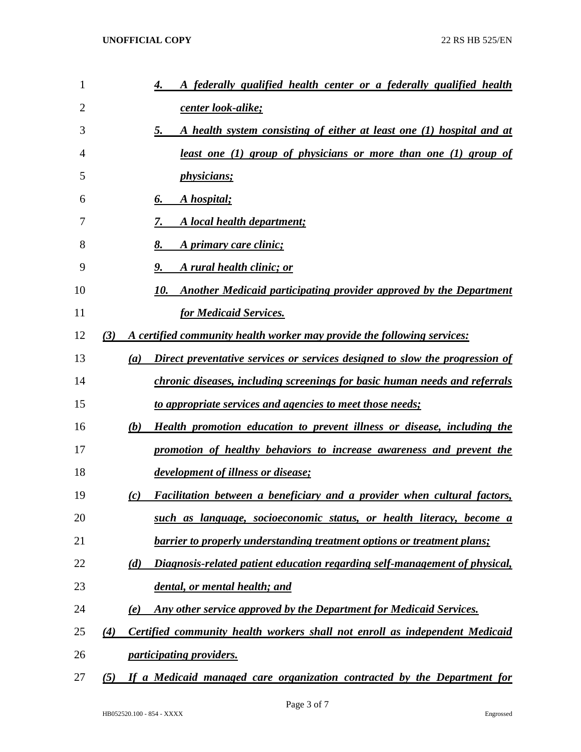4. *A federally qualified health center or a federally qualified health center look-alike;*
5. *A health system consisting of either at least one (1) hospital and at least one (1) group of physicians or more than one (1) group of physicians;*
6. *A hospital;*
7. *A local health department;*
8. *A primary care clinic;*
9. *A rural health clinic; or*
10. *Another Medicaid participating provider approved by the Department for Medicaid Services.*

*(3) A certified community health worker may provide the following services:*

*(a) Direct preventative services or services designed to slow the progression of chronic diseases, including screenings for basic human needs and referrals to appropriate services and agencies to meet those needs;*

*(b) Health promotion education to prevent illness or disease, including the promotion of healthy behaviors to increase awareness and prevent the development of illness or disease;*

*(c) Facilitation between a beneficiary and a provider when cultural factors, such as language, socioeconomic status, or health literacy, become a barrier to properly understanding treatment options or treatment plans;*

*(d) Diagnosis-related patient education regarding self-management of physical, dental, or mental health; and*

*(e) Any other service approved by the Department for Medicaid Services.*

*(4) Certified community health workers shall not enroll as independent Medicaid participating providers.*

*(5) If a Medicaid managed care organization contracted by the Department for*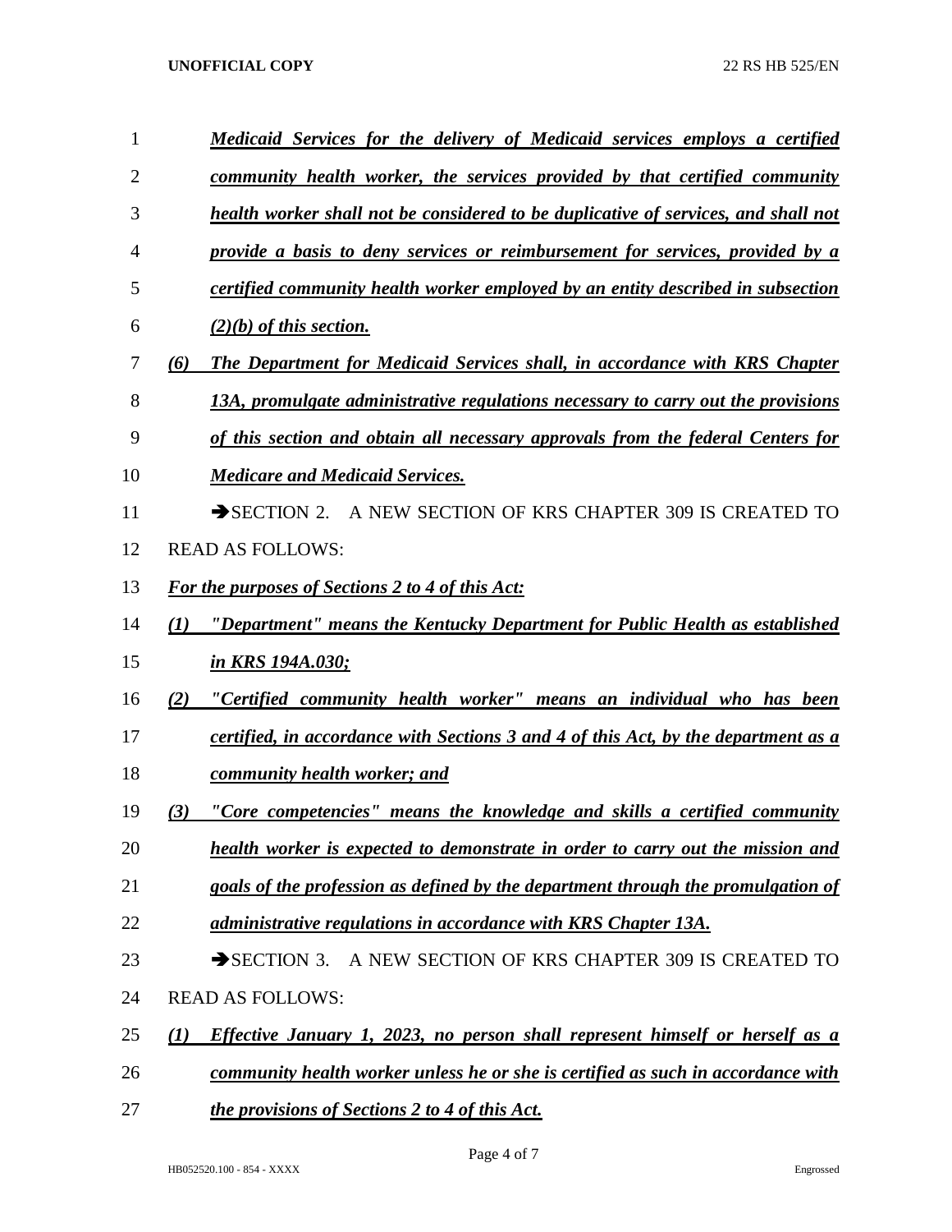***Medicaid Services for the delivery of Medicaid services employs a certified community health worker, the services provided by that certified community health worker shall not be considered to be duplicative of services, and shall not provide a basis to deny services or reimbursement for services, provided by a certified community health worker employed by an entity described in subsection (2)(b) of this section.***

***(6) The Department for Medicaid Services shall, in accordance with KRS Chapter 13A, promulgate administrative regulations necessary to carry out the provisions of this section and obtain all necessary approvals from the federal Centers for Medicare and Medicaid Services.***

➔SECTION 2. A NEW SECTION OF KRS CHAPTER 309 IS CREATED TO READ AS FOLLOWS:

***For the purposes of Sections 2 to 4 of this Act:***

***(1) "Department" means the Kentucky Department for Public Health as established in KRS 194A.030;***

***(2) "Certified community health worker" means an individual who has been certified, in accordance with Sections 3 and 4 of this Act, by the department as a community health worker; and***

***(3) "Core competencies" means the knowledge and skills a certified community health worker is expected to demonstrate in order to carry out the mission and goals of the profession as defined by the department through the promulgation of administrative regulations in accordance with KRS Chapter 13A.***

➔SECTION 3. A NEW SECTION OF KRS CHAPTER 309 IS CREATED TO READ AS FOLLOWS:

***(1) Effective January 1, 2023, no person shall represent himself or herself as a community health worker unless he or she is certified as such in accordance with the provisions of Sections 2 to 4 of this Act.***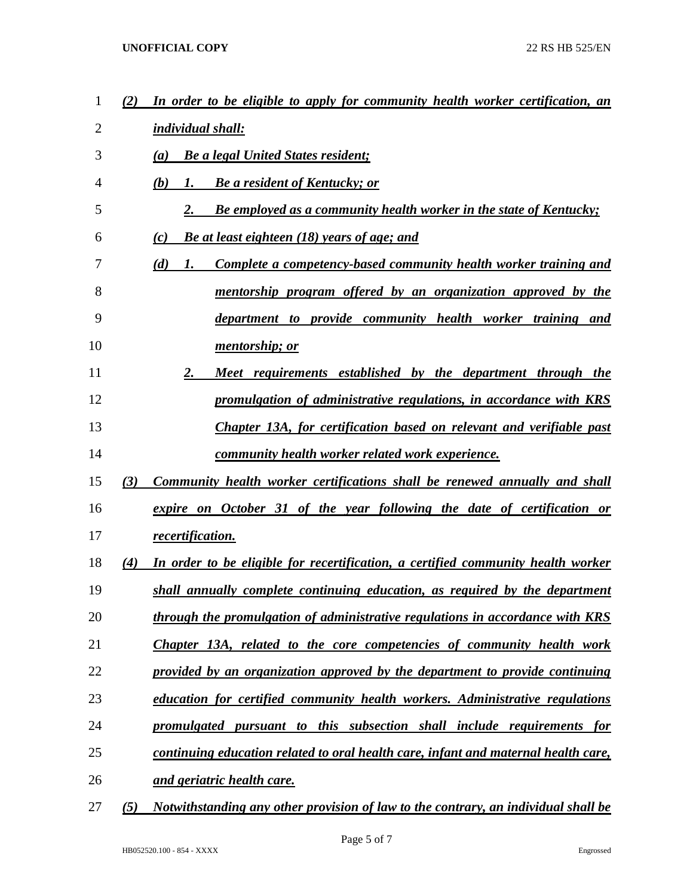*(2) In order to be eligible to apply for community health worker certification, an individual shall:*

*(a) Be a legal United States resident;*

*(b) 1. Be a resident of Kentucky; or*

*2. Be employed as a community health worker in the state of Kentucky;*

*(c) Be at least eighteen (18) years of age; and*

*(d) 1. Complete a competency-based community health worker training and mentorship program offered by an organization approved by the department to provide community health worker training and mentorship; or*

*2. Meet requirements established by the department through the promulgation of administrative regulations, in accordance with KRS Chapter 13A, for certification based on relevant and verifiable past community health worker related work experience.*

*(3) Community health worker certifications shall be renewed annually and shall expire on October 31 of the year following the date of certification or recertification.*

*(4) In order to be eligible for recertification, a certified community health worker shall annually complete continuing education, as required by the department through the promulgation of administrative regulations in accordance with KRS Chapter 13A, related to the core competencies of community health work provided by an organization approved by the department to provide continuing education for certified community health workers. Administrative regulations promulgated pursuant to this subsection shall include requirements for continuing education related to oral health care, infant and maternal health care, and geriatric health care.*

*(5) Notwithstanding any other provision of law to the contrary, an individual shall be*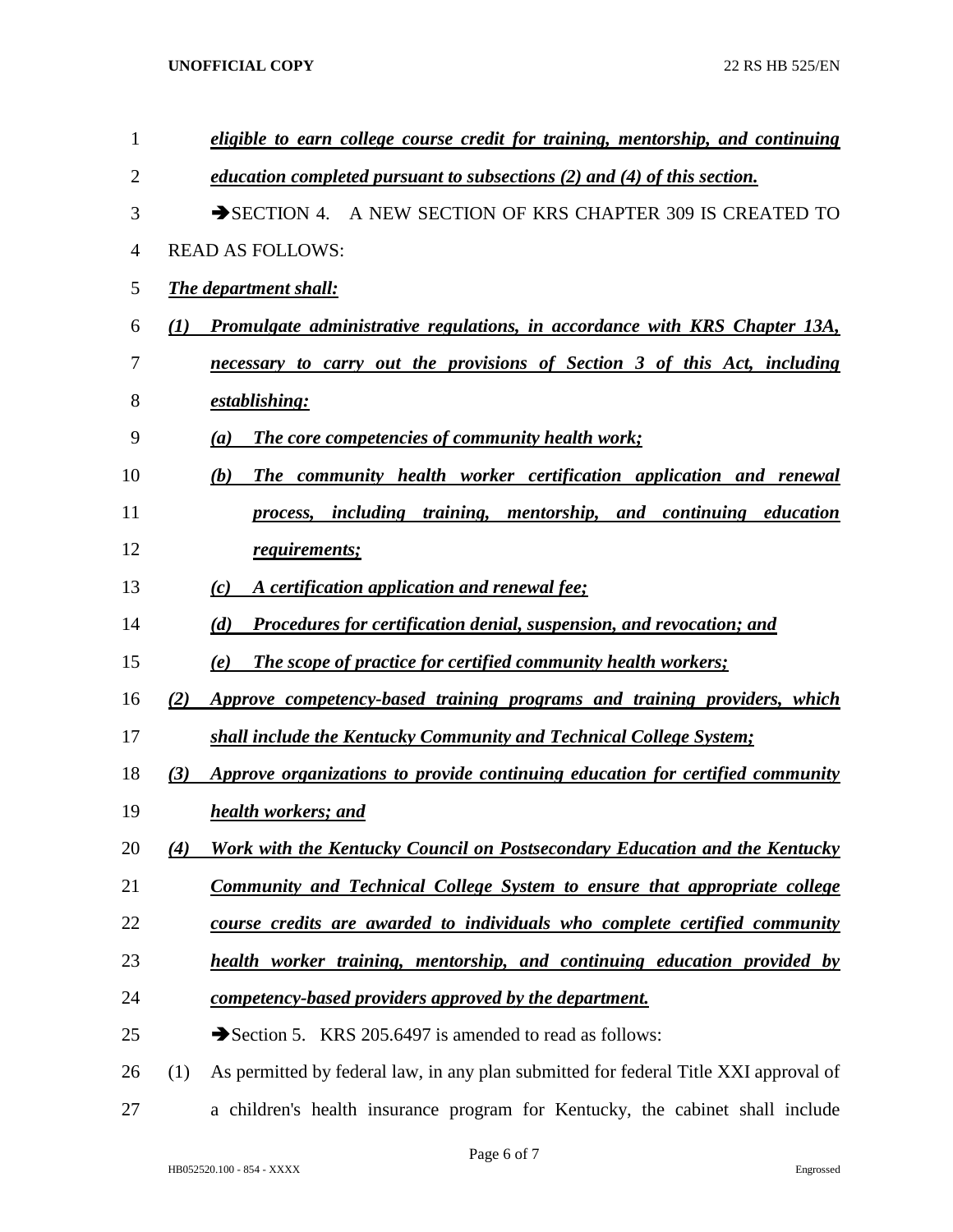***eligible to earn college course credit for training, mentorship, and continuing education completed pursuant to subsections (2) and (4) of this section.***

➔SECTION 4. A NEW SECTION OF KRS CHAPTER 309 IS CREATED TO READ AS FOLLOWS:

***The department shall:***

***(1) Promulgate administrative regulations, in accordance with KRS Chapter 13A, necessary to carry out the provisions of Section 3 of this Act, including establishing:***

***(a) The core competencies of community health work;***

***(b) The community health worker certification application and renewal process, including training, mentorship, and continuing education requirements;***

***(c) A certification application and renewal fee;***

***(d) Procedures for certification denial, suspension, and revocation; and***

***(e) The scope of practice for certified community health workers;***

***(2) Approve competency-based training programs and training providers, which shall include the Kentucky Community and Technical College System;***

***(3) Approve organizations to provide continuing education for certified community health workers; and***

***(4) Work with the Kentucky Council on Postsecondary Education and the Kentucky Community and Technical College System to ensure that appropriate college course credits are awarded to individuals who complete certified community health worker training, mentorship, and continuing education provided by competency-based providers approved by the department.***

➔Section 5. KRS 205.6497 is amended to read as follows:

(1) As permitted by federal law, in any plan submitted for federal Title XXI approval of a children's health insurance program for Kentucky, the cabinet shall include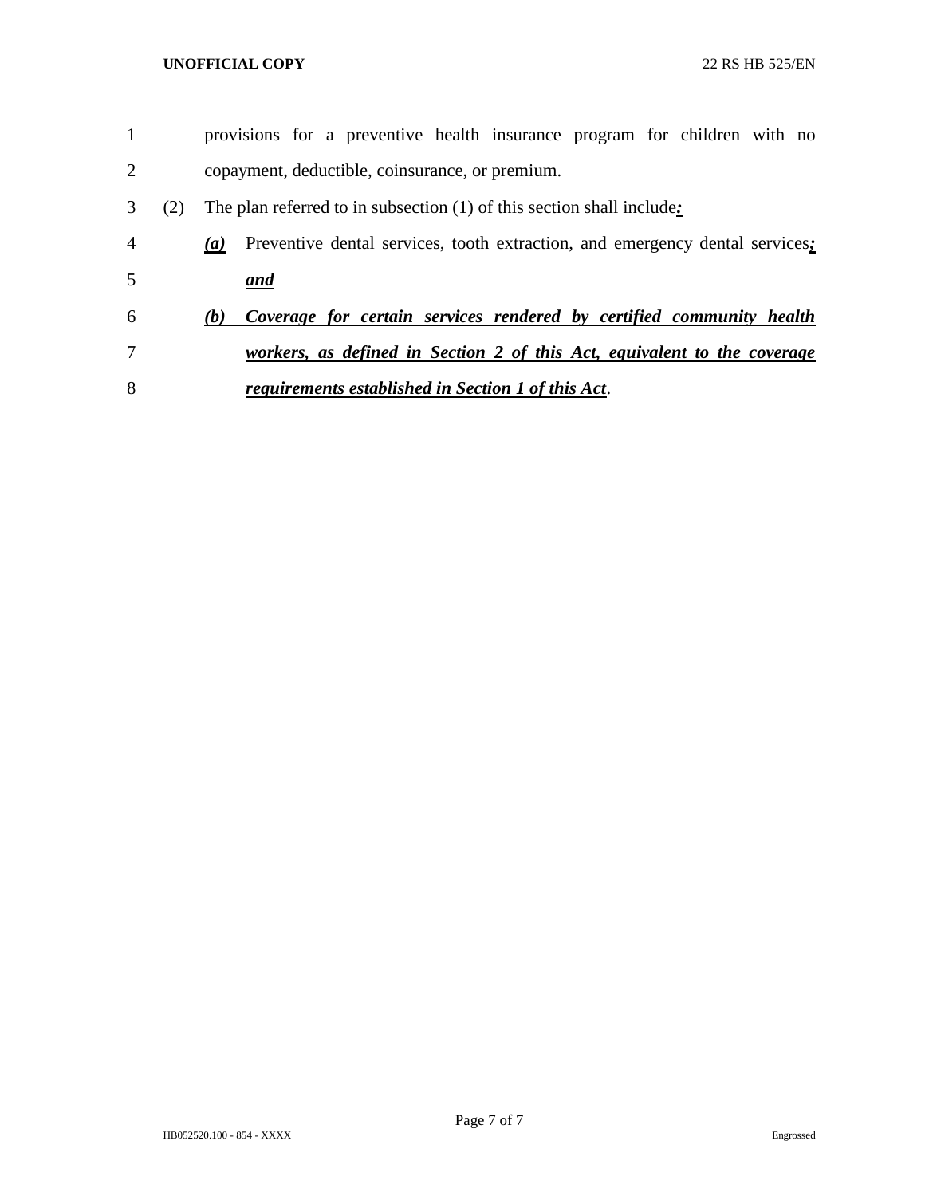provisions for a preventive health insurance program for children with no copayment, deductible, coinsurance, or premium.

(2) The plan referred to in subsection (1) of this section shall include***:***

***(a)*** Preventive dental services, tooth extraction, and emergency dental services***; and***

***(b) Coverage for certain services rendered by certified community health workers, as defined in Section 2 of this Act, equivalent to the coverage requirements established in Section 1 of this Act***.